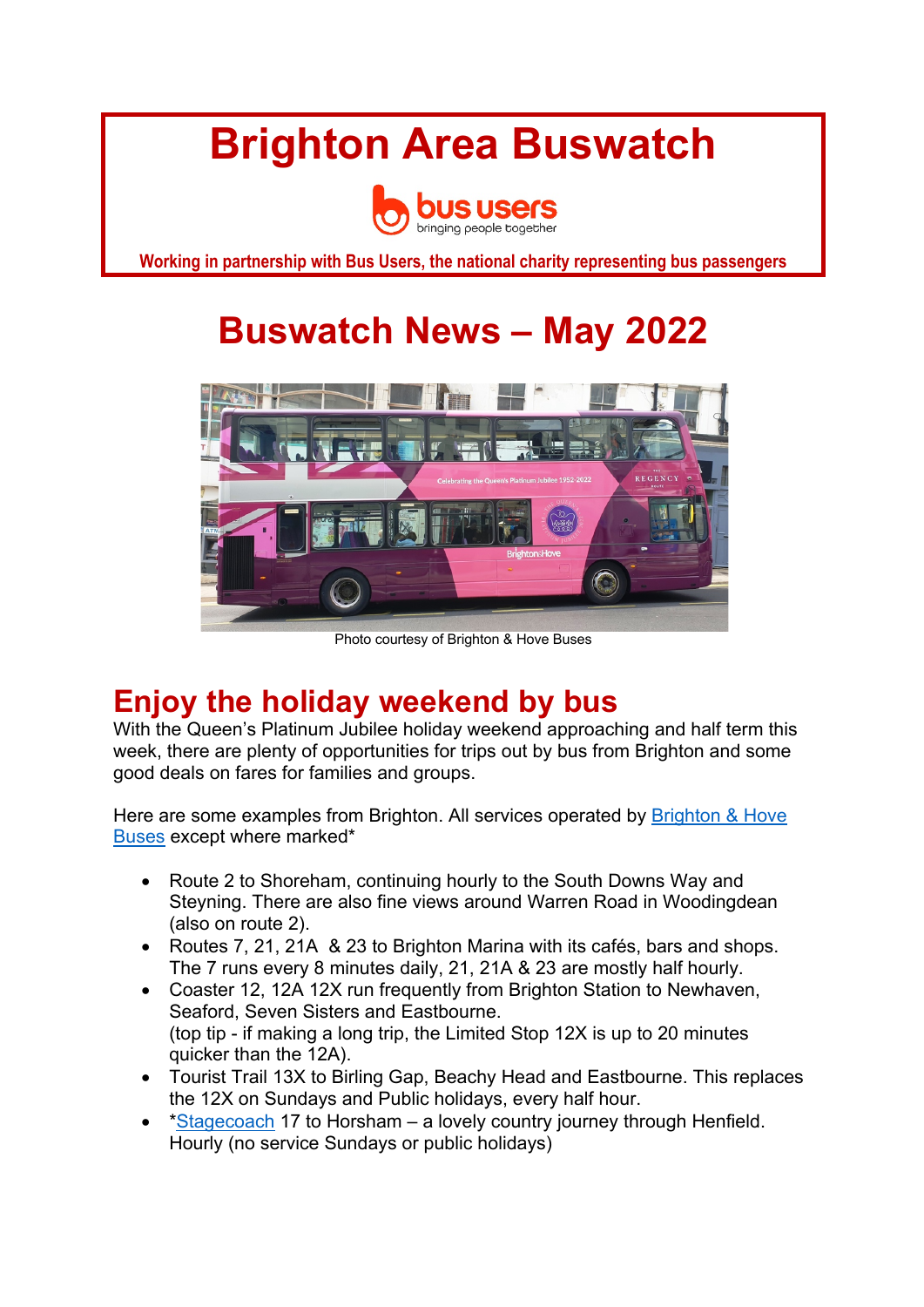# Brighton Area Buswatch

bus users
bringing people together

**Working in partnership with Bus Users, the national charity representing bus passengers**

# Buswatch News – May 2022

Photo courtesy of Brighton & Hove Buses

## Enjoy the holiday weekend by bus

With the Queen's Platinum Jubilee holiday weekend approaching and half term this week, there are plenty of opportunities for trips out by bus from Brighton and some good deals on fares for families and groups.

Here are some examples from Brighton. All services operated by Brighton & Hove Buses except where marked*

- Route 2 to Shoreham, continuing hourly to the South Downs Way and Steyning. There are also fine views around Warren Road in Woodingdean (also on route 2).
- Routes 7, 21, 21A & 23 to Brighton Marina with its cafés, bars and shops. The 7 runs every 8 minutes daily, 21, 21A & 23 are mostly half hourly.
- Coaster 12, 12A 12X run frequently from Brighton Station to Newhaven, Seaford, Seven Sisters and Eastbourne.
  (top tip - if making a long trip, the Limited Stop 12X is up to 20 minutes quicker than the 12A).
- Tourist Trail 13X to Birling Gap, Beachy Head and Eastbourne. This replaces the 12X on Sundays and Public holidays, every half hour.
- *Stagecoach 17 to Horsham – a lovely country journey through Henfield. Hourly (no service Sundays or public holidays)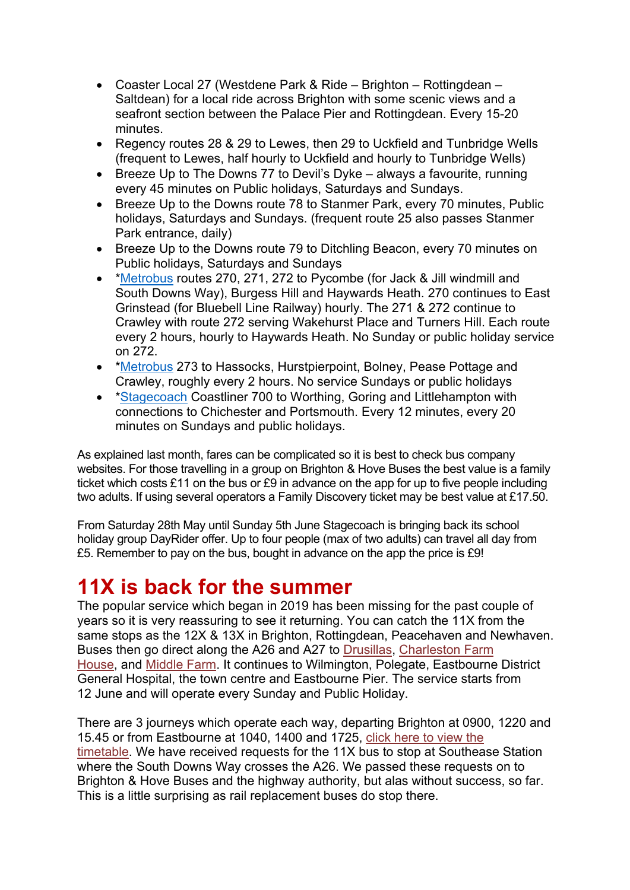- Coaster Local 27 (Westdene Park & Ride – Brighton – Rottingdean – Saltdean) for a local ride across Brighton with some scenic views and a seafront section between the Palace Pier and Rottingdean. Every 15-20 minutes.
- Regency routes 28 & 29 to Lewes, then 29 to Uckfield and Tunbridge Wells (frequent to Lewes, half hourly to Uckfield and hourly to Tunbridge Wells)
- Breeze Up to The Downs 77 to Devil's Dyke – always a favourite, running every 45 minutes on Public holidays, Saturdays and Sundays.
- Breeze Up to the Downs route 78 to Stanmer Park, every 70 minutes, Public holidays, Saturdays and Sundays. (frequent route 25 also passes Stanmer Park entrance, daily)
- Breeze Up to the Downs route 79 to Ditchling Beacon, every 70 minutes on Public holidays, Saturdays and Sundays
- *Metrobus routes 270, 271, 272 to Pycombe (for Jack & Jill windmill and South Downs Way), Burgess Hill and Haywards Heath. 270 continues to East Grinstead (for Bluebell Line Railway) hourly. The 271 & 272 continue to Crawley with route 272 serving Wakehurst Place and Turners Hill. Each route every 2 hours, hourly to Haywards Heath. No Sunday or public holiday service on 272.
- *Metrobus 273 to Hassocks, Hurstpierpoint, Bolney, Pease Pottage and Crawley, roughly every 2 hours. No service Sundays or public holidays
- *Stagecoach Coastliner 700 to Worthing, Goring and Littlehampton with connections to Chichester and Portsmouth. Every 12 minutes, every 20 minutes on Sundays and public holidays.

As explained last month, fares can be complicated so it is best to check bus company websites. For those travelling in a group on Brighton & Hove Buses the best value is a family ticket which costs £11 on the bus or £9 in advance on the app for up to five people including two adults. If using several operators a Family Discovery ticket may be best value at £17.50.

From Saturday 28th May until Sunday 5th June Stagecoach is bringing back its school holiday group DayRider offer. Up to four people (max of two adults) can travel all day from £5. Remember to pay on the bus, bought in advance on the app the price is £9!

# 11X is back for the summer

The popular service which began in 2019 has been missing for the past couple of years so it is very reassuring to see it returning. You can catch the 11X from the same stops as the 12X & 13X in Brighton, Rottingdean, Peacehaven and Newhaven. Buses then go direct along the A26 and A27 to Drusillas, Charleston Farm House, and Middle Farm. It continues to Wilmington, Polegate, Eastbourne District General Hospital, the town centre and Eastbourne Pier. The service starts from 12 June and will operate every Sunday and Public Holiday.

There are 3 journeys which operate each way, departing Brighton at 0900, 1220 and 15.45 or from Eastbourne at 1040, 1400 and 1725, click here to view the timetable. We have received requests for the 11X bus to stop at Southease Station where the South Downs Way crosses the A26. We passed these requests on to Brighton & Hove Buses and the highway authority, but alas without success, so far. This is a little surprising as rail replacement buses do stop there.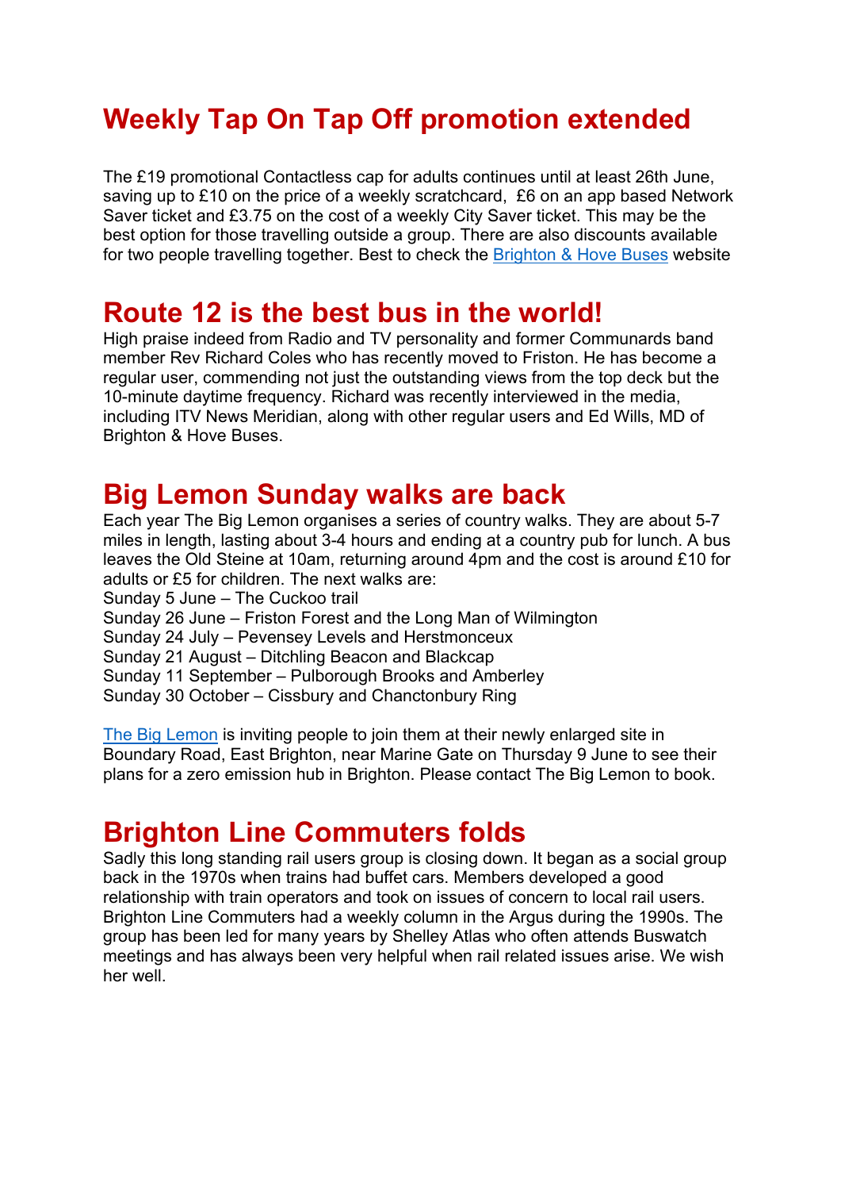# Weekly Tap On Tap Off promotion extended

The £19 promotional Contactless cap for adults continues until at least 26th June, saving up to £10 on the price of a weekly scratchcard,  £6 on an app based Network Saver ticket and £3.75 on the cost of a weekly City Saver ticket. This may be the best option for those travelling outside a group. There are also discounts available for two people travelling together. Best to check the [Brighton & Hove Buses]() website

# Route 12 is the best bus in the world!

High praise indeed from Radio and TV personality and former Communards band member Rev Richard Coles who has recently moved to Friston. He has become a regular user, commending not just the outstanding views from the top deck but the 10-minute daytime frequency. Richard was recently interviewed in the media, including ITV News Meridian, along with other regular users and Ed Wills, MD of Brighton & Hove Buses.

# Big Lemon Sunday walks are back

Each year The Big Lemon organises a series of country walks. They are about 5-7 miles in length, lasting about 3-4 hours and ending at a country pub for lunch. A bus leaves the Old Steine at 10am, returning around 4pm and the cost is around £10 for adults or £5 for children. The next walks are:
Sunday 5 June – The Cuckoo trail
Sunday 26 June – Friston Forest and the Long Man of Wilmington
Sunday 24 July – Pevensey Levels and Herstmonceux
Sunday 21 August – Ditchling Beacon and Blackcap
Sunday 11 September – Pulborough Brooks and Amberley
Sunday 30 October – Cissbury and Chanctonbury Ring

[The Big Lemon]() is inviting people to join them at their newly enlarged site in Boundary Road, East Brighton, near Marine Gate on Thursday 9 June to see their plans for a zero emission hub in Brighton. Please contact The Big Lemon to book.

# Brighton Line Commuters folds

Sadly this long standing rail users group is closing down. It began as a social group back in the 1970s when trains had buffet cars. Members developed a good relationship with train operators and took on issues of concern to local rail users. Brighton Line Commuters had a weekly column in the Argus during the 1990s. The group has been led for many years by Shelley Atlas who often attends Buswatch meetings and has always been very helpful when rail related issues arise. We wish her well.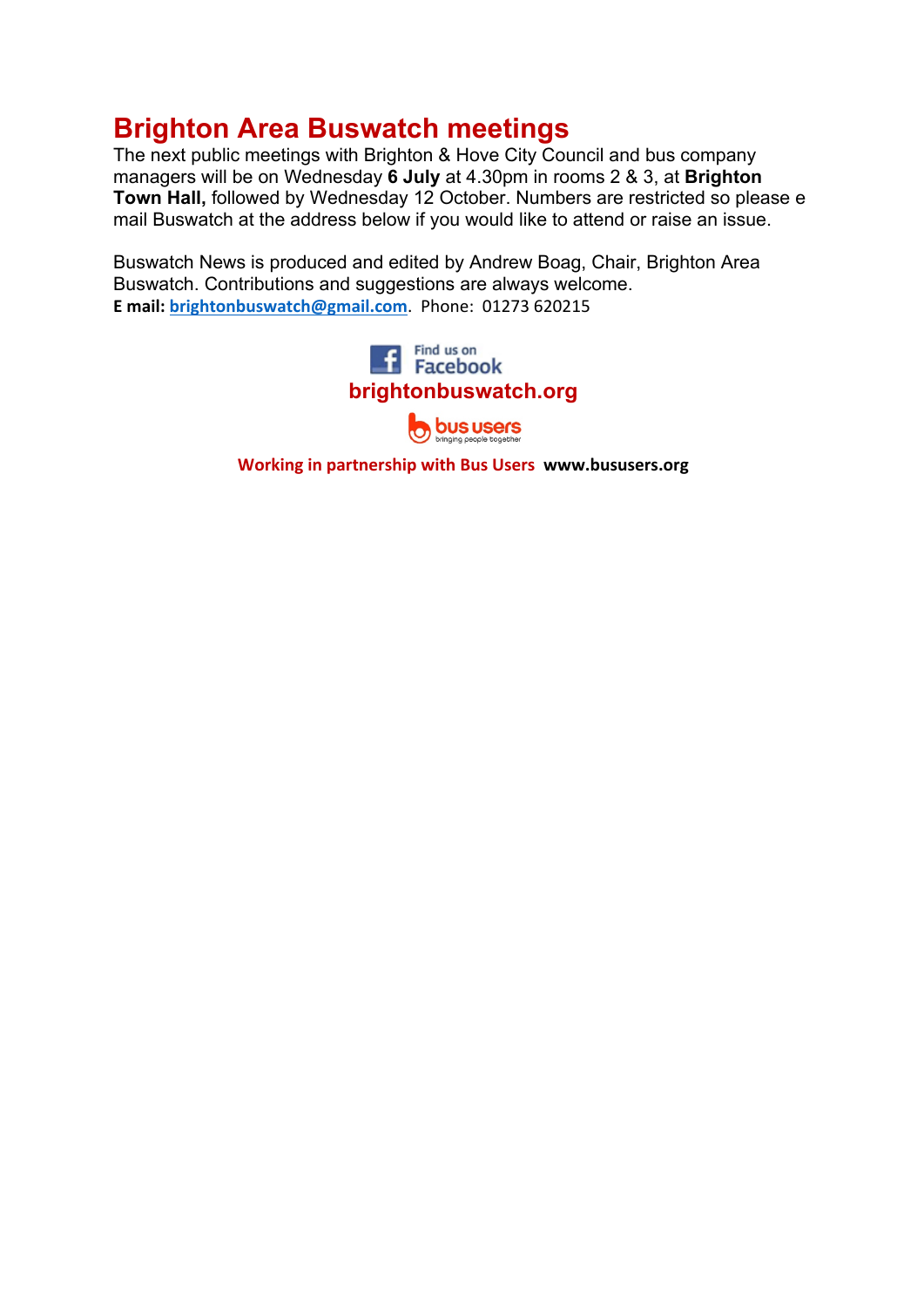## Brighton Area Buswatch meetings

The next public meetings with Brighton & Hove City Council and bus company managers will be on Wednesday **6 July** at 4.30pm in rooms 2 & 3, at **Brighton Town Hall,** followed by Wednesday 12 October. Numbers are restricted so please e mail Buswatch at the address below if you would like to attend or raise an issue.

Buswatch News is produced and edited by Andrew Boag, Chair, Brighton Area Buswatch. Contributions and suggestions are always welcome.

**E mail:** brightonbuswatch@gmail.com. Phone: 01273 620215

Find us on Facebook

**brightonbuswatch.org**

bus users
bringing people together

**Working in partnership with Bus Users www.bususers.org**